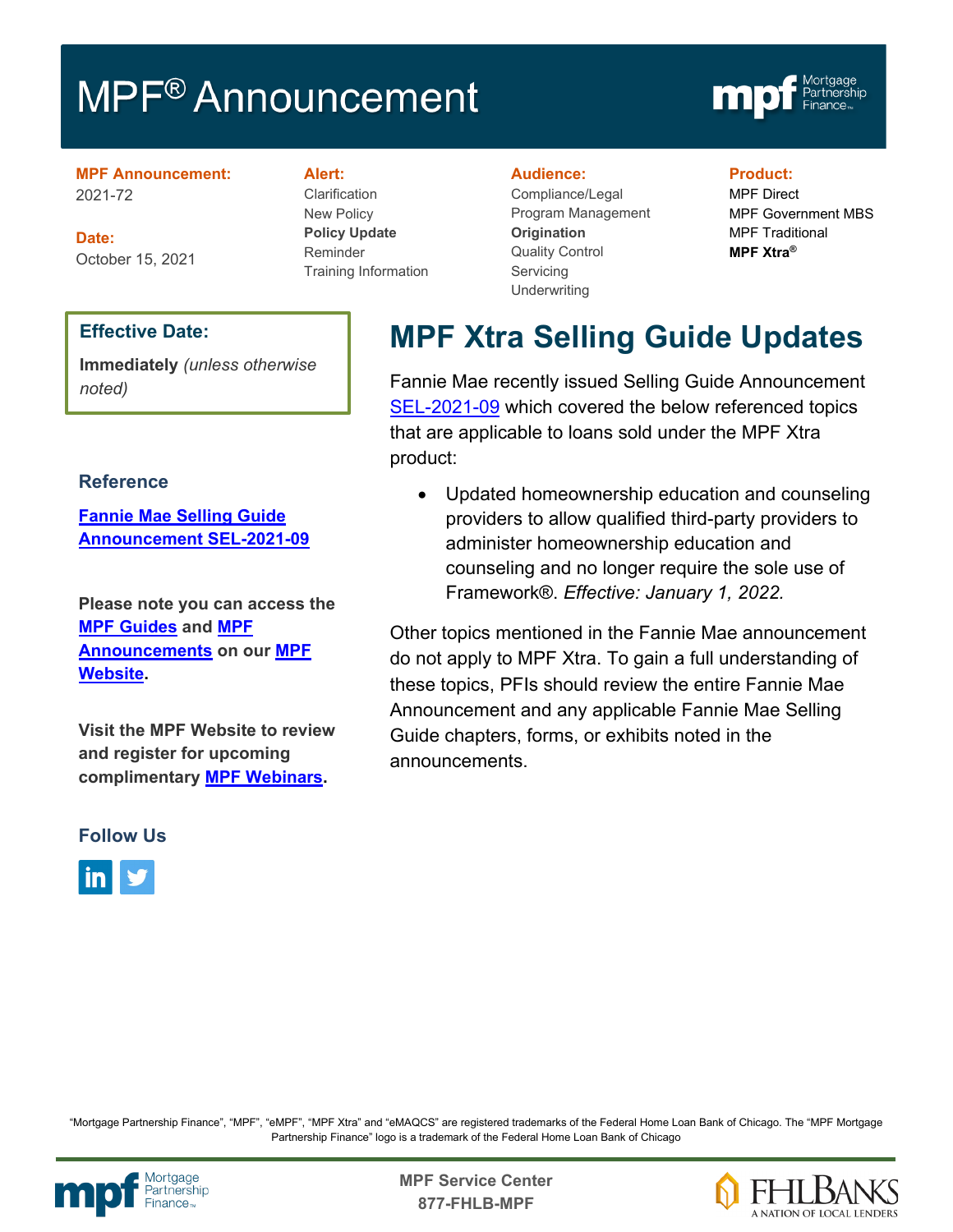# MPF® Announcement

**MPF Announcement:**
2021-72

**Date:**
October 15, 2021

**Alert:**
Clarification
New Policy
**Policy Update**
Reminder
Training Information

**Audience:**
Compliance/Legal
Program Management
**Origination**
Quality Control
Servicing
Underwriting

**Product:**
MPF Direct
MPF Government MBS
MPF Traditional
**MPF Xtra®**

**Effective Date:**

**Immediately** *(unless otherwise noted)*

## MPF Xtra Selling Guide Updates

Fannie Mae recently issued Selling Guide Announcement SEL-2021-09 which covered the below referenced topics that are applicable to loans sold under the MPF Xtra product:

- Updated homeownership education and counseling providers to allow qualified third-party providers to administer homeownership education and counseling and no longer require the sole use of Framework®. *Effective: January 1, 2022.*

Other topics mentioned in the Fannie Mae announcement do not apply to MPF Xtra. To gain a full understanding of these topics, PFIs should review the entire Fannie Mae Announcement and any applicable Fannie Mae Selling Guide chapters, forms, or exhibits noted in the announcements.

### Reference

**Fannie Mae Selling Guide Announcement SEL-2021-09**

**Please note you can access the MPF Guides and MPF Announcements on our MPF Website.**

**Visit the MPF Website to review and register for upcoming complimentary MPF Webinars.**

### Follow Us

"Mortgage Partnership Finance", "MPF", "eMPF", "MPF Xtra" and "eMAQCS" are registered trademarks of the Federal Home Loan Bank of Chicago. The "MPF Mortgage Partnership Finance" logo is a trademark of the Federal Home Loan Bank of Chicago

**MPF Service Center**
**877-FHLB-MPF**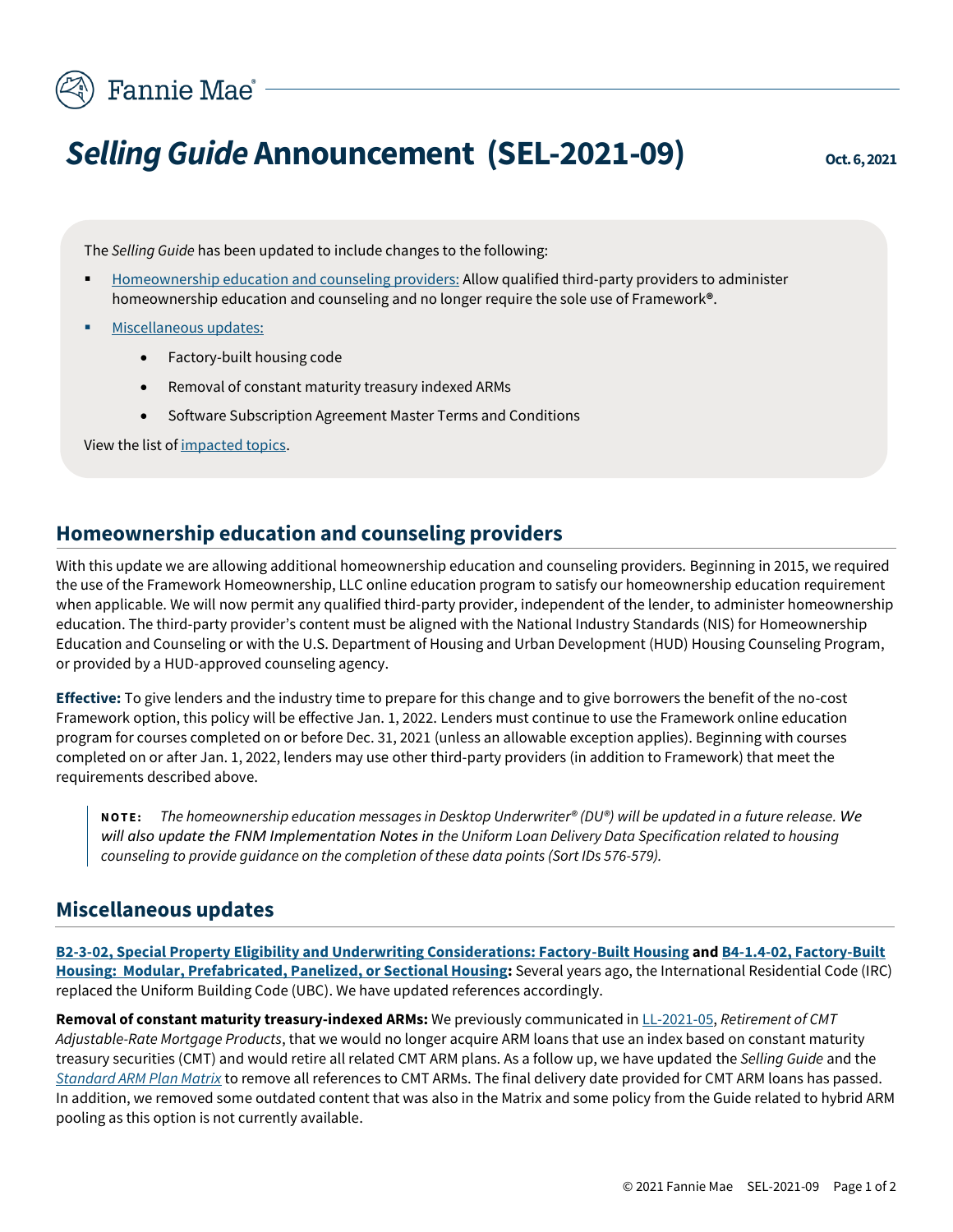# *Selling Guide* Announcement (SEL-2021-09)

**Oct. 6, 2021**

The *Selling Guide* has been updated to include changes to the following:

- Homeownership education and counseling providers: Allow qualified third-party providers to administer homeownership education and counseling and no longer require the sole use of Framework®.
- Miscellaneous updates:
  - Factory-built housing code
  - Removal of constant maturity treasury indexed ARMs
  - Software Subscription Agreement Master Terms and Conditions

View the list of impacted topics.

## Homeownership education and counseling providers

With this update we are allowing additional homeownership education and counseling providers. Beginning in 2015, we required the use of the Framework Homeownership, LLC online education program to satisfy our homeownership education requirement when applicable. We will now permit any qualified third-party provider, independent of the lender, to administer homeownership education. The third-party provider's content must be aligned with the National Industry Standards (NIS) for Homeownership Education and Counseling or with the U.S. Department of Housing and Urban Development (HUD) Housing Counseling Program, or provided by a HUD-approved counseling agency.

**Effective:** To give lenders and the industry time to prepare for this change and to give borrowers the benefit of the no-cost Framework option, this policy will be effective Jan. 1, 2022. Lenders must continue to use the Framework online education program for courses completed on or before Dec. 31, 2021 (unless an allowable exception applies). Beginning with courses completed on or after Jan. 1, 2022, lenders may use other third-party providers (in addition to Framework) that meet the requirements described above.

> **NOTE:** *The homeownership education messages in Desktop Underwriter® (DU®) will be updated in a future release. We will also update the FNM Implementation Notes in the Uniform Loan Delivery Data Specification related to housing counseling to provide guidance on the completion of these data points (Sort IDs 576-579).*

## Miscellaneous updates

**B2-3-02, Special Property Eligibility and Underwriting Considerations: Factory-Built Housing and B4-1.4-02, Factory-Built Housing: Modular, Prefabricated, Panelized, or Sectional Housing:** Several years ago, the International Residential Code (IRC) replaced the Uniform Building Code (UBC). We have updated references accordingly.

**Removal of constant maturity treasury-indexed ARMs:** We previously communicated in LL-2021-05, *Retirement of CMT Adjustable-Rate Mortgage Products*, that we would no longer acquire ARM loans that use an index based on constant maturity treasury securities (CMT) and would retire all related CMT ARM plans. As a follow up, we have updated the *Selling Guide* and the *Standard ARM Plan Matrix* to remove all references to CMT ARMs. The final delivery date provided for CMT ARM loans has passed. In addition, we removed some outdated content that was also in the Matrix and some policy from the Guide related to hybrid ARM pooling as this option is not currently available.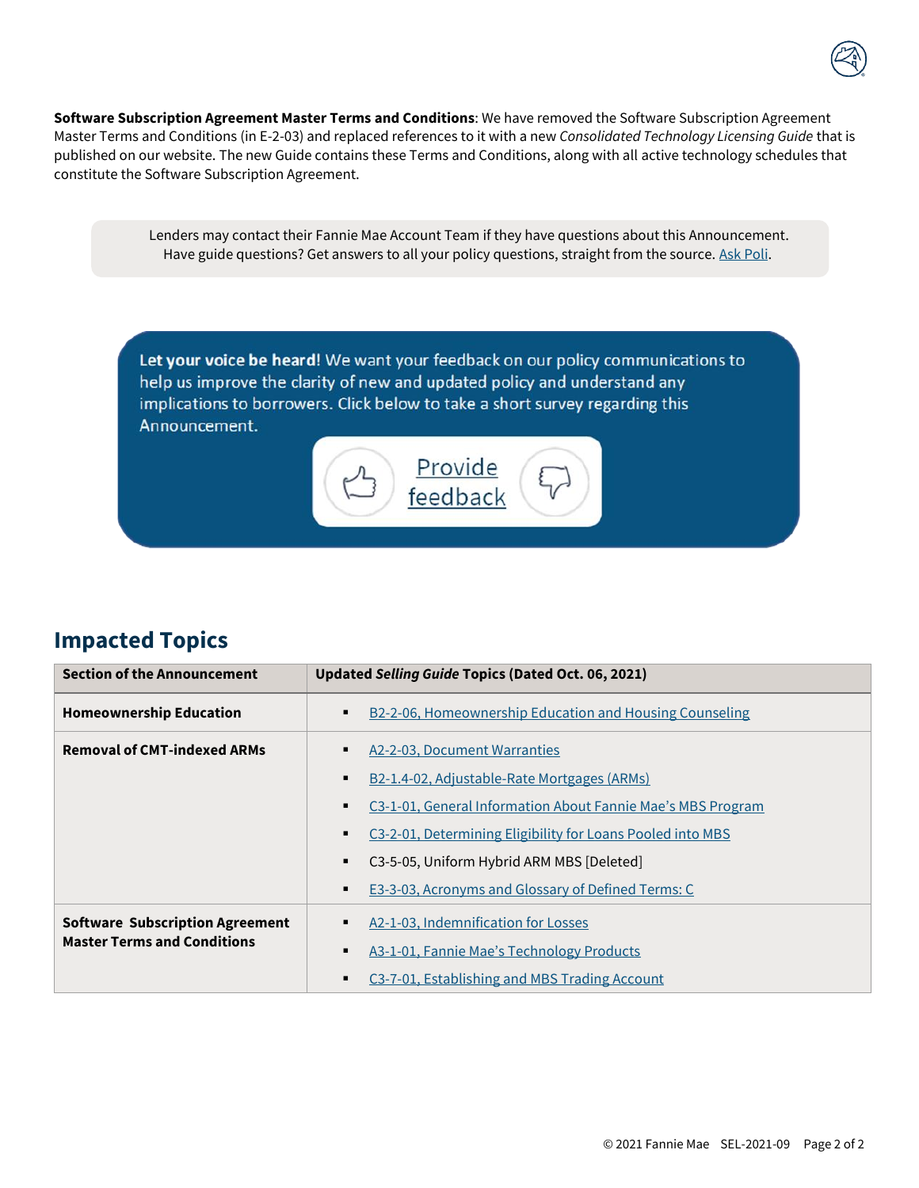**Software Subscription Agreement Master Terms and Conditions**: We have removed the Software Subscription Agreement Master Terms and Conditions (in E-2-03) and replaced references to it with a new *Consolidated Technology Licensing Guide* that is published on our website. The new Guide contains these Terms and Conditions, along with all active technology schedules that constitute the Software Subscription Agreement.

Lenders may contact their Fannie Mae Account Team if they have questions about this Announcement. Have guide questions? Get answers to all your policy questions, straight from the source. Ask Poli.

**Let your voice be heard**! We want your feedback on our policy communications to help us improve the clarity of new and updated policy and understand any implications to borrowers. Click below to take a short survey regarding this Announcement.

Provide feedback

## Impacted Topics

| Section of the Announcement | Updated *Selling Guide* Topics (Dated Oct. 06, 2021) |
|---|---|
| **Homeownership Education** | ▪ B2-2-06, Homeownership Education and Housing Counseling |
| **Removal of CMT-indexed ARMs** | ▪ A2-2-03, Document Warranties<br>▪ B2-1.4-02, Adjustable-Rate Mortgages (ARMs)<br>▪ C3-1-01, General Information About Fannie Mae's MBS Program<br>▪ C3-2-01, Determining Eligibility for Loans Pooled into MBS<br>▪ C3-5-05, Uniform Hybrid ARM MBS [Deleted]<br>▪ E3-3-03, Acronyms and Glossary of Defined Terms: C |
| **Software Subscription Agreement Master Terms and Conditions** | ▪ A2-1-03, Indemnification for Losses<br>▪ A3-1-01, Fannie Mae's Technology Products<br>▪ C3-7-01, Establishing and MBS Trading Account |